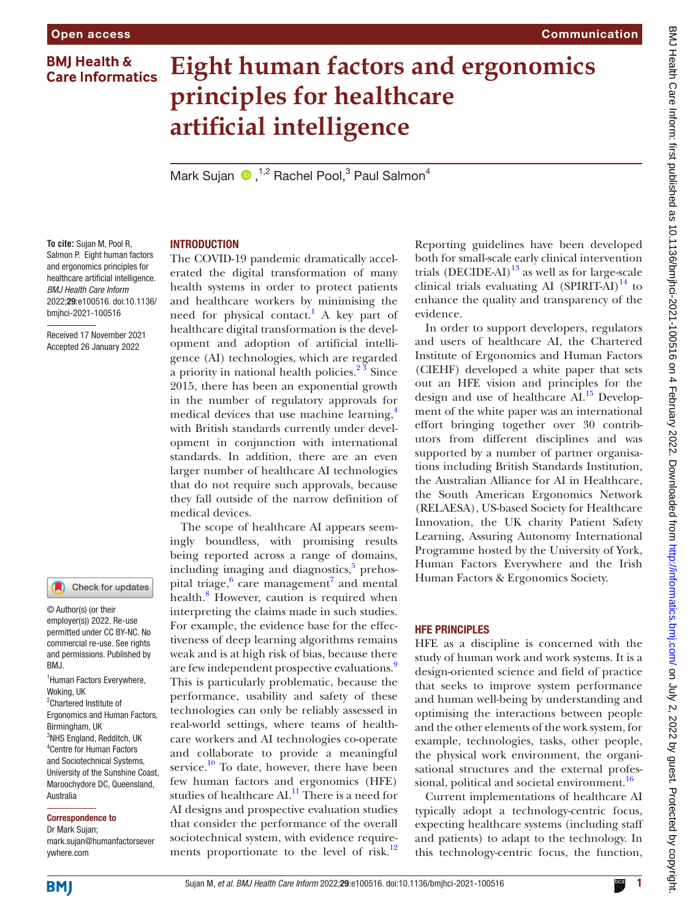# Eight human factors and ergonomics principles for healthcare artificial intelligence

Mark Sujan [1,2], Rachel Pool,[3] Paul Salmon[4]

**To cite:** Sujan M, Pool R, Salmon P. Eight human factors and ergonomics principles for healthcare artificial intelligence. *BMJ Health Care Inform* 2022;**29**:e100516. doi:10.1136/bmjhci-2021-100516

Received 17 November 2021
Accepted 26 January 2022

© Author(s) (or their employer(s)) 2022. Re-use permitted under CC BY-NC. No commercial re-use. See rights and permissions. Published by BMJ.

[1]Human Factors Everywhere, Woking, UK
[2]Chartered Institute of Ergonomics and Human Factors, Birmingham, UK
[3]NHS England, Redditch, UK
[4]Centre for Human Factors and Sociotechnical Systems, University of the Sunshine Coast, Maroochydore DC, Queensland, Australia

**Correspondence to**
Dr Mark Sujan;
mark.sujan@humanfactorseverywhere.com

## INTRODUCTION

The COVID-19 pandemic dramatically accelerated the digital transformation of many health systems in order to protect patients and healthcare workers by minimising the need for physical contact.[1] A key part of healthcare digital transformation is the development and adoption of artificial intelligence (AI) technologies, which are regarded a priority in national health policies.[2 3] Since 2015, there has been an exponential growth in the number of regulatory approvals for medical devices that use machine learning,[4] with British standards currently under development in conjunction with international standards. In addition, there are an even larger number of healthcare AI technologies that do not require such approvals, because they fall outside of the narrow definition of medical devices.

The scope of healthcare AI appears seemingly boundless, with promising results being reported across a range of domains, including imaging and diagnostics,[5] prehospital triage,[6] care management[7] and mental health.[8] However, caution is required when interpreting the claims made in such studies. For example, the evidence base for the effectiveness of deep learning algorithms remains weak and is at high risk of bias, because there are few independent prospective evaluations.[9] This is particularly problematic, because the performance, usability and safety of these technologies can only be reliably assessed in real-world settings, where teams of healthcare workers and AI technologies co-operate and collaborate to provide a meaningful service.[10] To date, however, there have been few human factors and ergonomics (HFE) studies of healthcare AI.[11] There is a need for AI designs and prospective evaluation studies that consider the performance of the overall sociotechnical system, with evidence requirements proportionate to the level of risk.[12]

Reporting guidelines have been developed both for small-scale early clinical intervention trials (DECIDE-AI)[13] as well as for large-scale clinical trials evaluating AI (SPIRIT-AI)[14] to enhance the quality and transparency of the evidence.

In order to support developers, regulators and users of healthcare AI, the Chartered Institute of Ergonomics and Human Factors (CIEHF) developed a white paper that sets out an HFE vision and principles for the design and use of healthcare AI.[15] Development of the white paper was an international effort bringing together over 30 contributors from different disciplines and was supported by a number of partner organisations including British Standards Institution, the Australian Alliance for AI in Healthcare, the South American Ergonomics Network (RELAESA), US-based Society for Healthcare Innovation, the UK charity Patient Safety Learning, Assuring Autonomy International Programme hosted by the University of York, Human Factors Everywhere and the Irish Human Factors & Ergonomics Society.

## HFE PRINCIPLES

HFE as a discipline is concerned with the study of human work and work systems. It is a design-oriented science and field of practice that seeks to improve system performance and human well-being by understanding and optimising the interactions between people and the other elements of the work system, for example, technologies, tasks, other people, the physical work environment, the organisational structures and the external professional, political and societal environment.[16]

Current implementations of healthcare AI typically adopt a technology-centric focus, expecting healthcare systems (including staff and patients) to adapt to the technology. In this technology-centric focus, the function,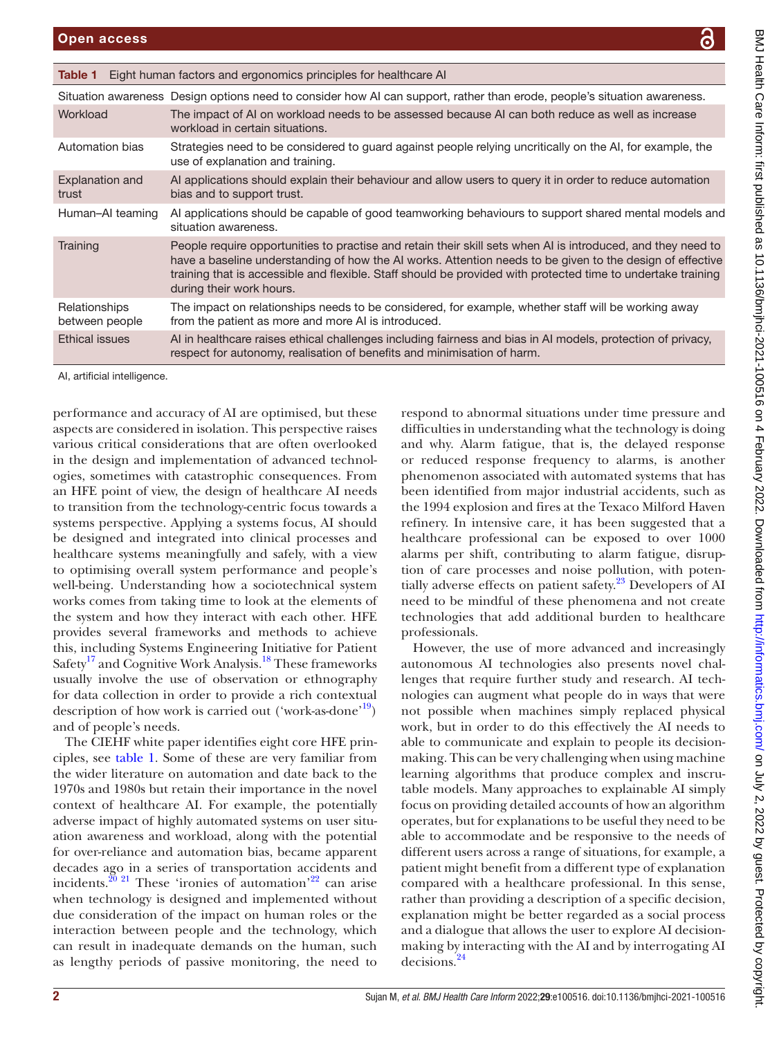**Table 1** Eight human factors and ergonomics principles for healthcare AI

| Principle | Description |
|---|---|
| Situation awareness | Design options need to consider how AI can support, rather than erode, people's situation awareness. |
| Workload | The impact of AI on workload needs to be assessed because AI can both reduce as well as increase workload in certain situations. |
| Automation bias | Strategies need to be considered to guard against people relying uncritically on the AI, for example, the use of explanation and training. |
| Explanation and trust | AI applications should explain their behaviour and allow users to query it in order to reduce automation bias and to support trust. |
| Human–AI teaming | AI applications should be capable of good teamworking behaviours to support shared mental models and situation awareness. |
| Training | People require opportunities to practise and retain their skill sets when AI is introduced, and they need to have a baseline understanding of how the AI works. Attention needs to be given to the design of effective training that is accessible and flexible. Staff should be provided with protected time to undertake training during their work hours. |
| Relationships between people | The impact on relationships needs to be considered, for example, whether staff will be working away from the patient as more and more AI is introduced. |
| Ethical issues | AI in healthcare raises ethical challenges including fairness and bias in AI models, protection of privacy, respect for autonomy, realisation of benefits and minimisation of harm. |

AI, artificial intelligence.

performance and accuracy of AI are optimised, but these aspects are considered in isolation. This perspective raises various critical considerations that are often overlooked in the design and implementation of advanced technologies, sometimes with catastrophic consequences. From an HFE point of view, the design of healthcare AI needs to transition from the technology-centric focus towards a systems perspective. Applying a systems focus, AI should be designed and integrated into clinical processes and healthcare systems meaningfully and safely, with a view to optimising overall system performance and people's well-being. Understanding how a sociotechnical system works comes from taking time to look at the elements of the system and how they interact with each other. HFE provides several frameworks and methods to achieve this, including Systems Engineering Initiative for Patient Safety[17] and Cognitive Work Analysis.[18] These frameworks usually involve the use of observation or ethnography for data collection in order to provide a rich contextual description of how work is carried out ('work-as-done'[19]) and of people's needs.

The CIEHF white paper identifies eight core HFE principles, see table 1. Some of these are very familiar from the wider literature on automation and date back to the 1970s and 1980s but retain their importance in the novel context of healthcare AI. For example, the potentially adverse impact of highly automated systems on user situation awareness and workload, along with the potential for over-reliance and automation bias, became apparent decades ago in a series of transportation accidents and incidents.[20,21] These 'ironies of automation'[22] can arise when technology is designed and implemented without due consideration of the impact on human roles or the interaction between people and the technology, which can result in inadequate demands on the human, such as lengthy periods of passive monitoring, the need to respond to abnormal situations under time pressure and difficulties in understanding what the technology is doing and why. Alarm fatigue, that is, the delayed response or reduced response frequency to alarms, is another phenomenon associated with automated systems that has been identified from major industrial accidents, such as the 1994 explosion and fires at the Texaco Milford Haven refinery. In intensive care, it has been suggested that a healthcare professional can be exposed to over 1000 alarms per shift, contributing to alarm fatigue, disruption of care processes and noise pollution, with potentially adverse effects on patient safety.[23] Developers of AI need to be mindful of these phenomena and not create technologies that add additional burden to healthcare professionals.

However, the use of more advanced and increasingly autonomous AI technologies also presents novel challenges that require further study and research. AI technologies can augment what people do in ways that were not possible when machines simply replaced physical work, but in order to do this effectively the AI needs to able to communicate and explain to people its decision-making. This can be very challenging when using machine learning algorithms that produce complex and inscrutable models. Many approaches to explainable AI simply focus on providing detailed accounts of how an algorithm operates, but for explanations to be useful they need to be able to accommodate and be responsive to the needs of different users across a range of situations, for example, a patient might benefit from a different type of explanation compared with a healthcare professional. In this sense, rather than providing a description of a specific decision, explanation might be better regarded as a social process and a dialogue that allows the user to explore AI decision-making by interacting with the AI and by interrogating AI decisions.[24]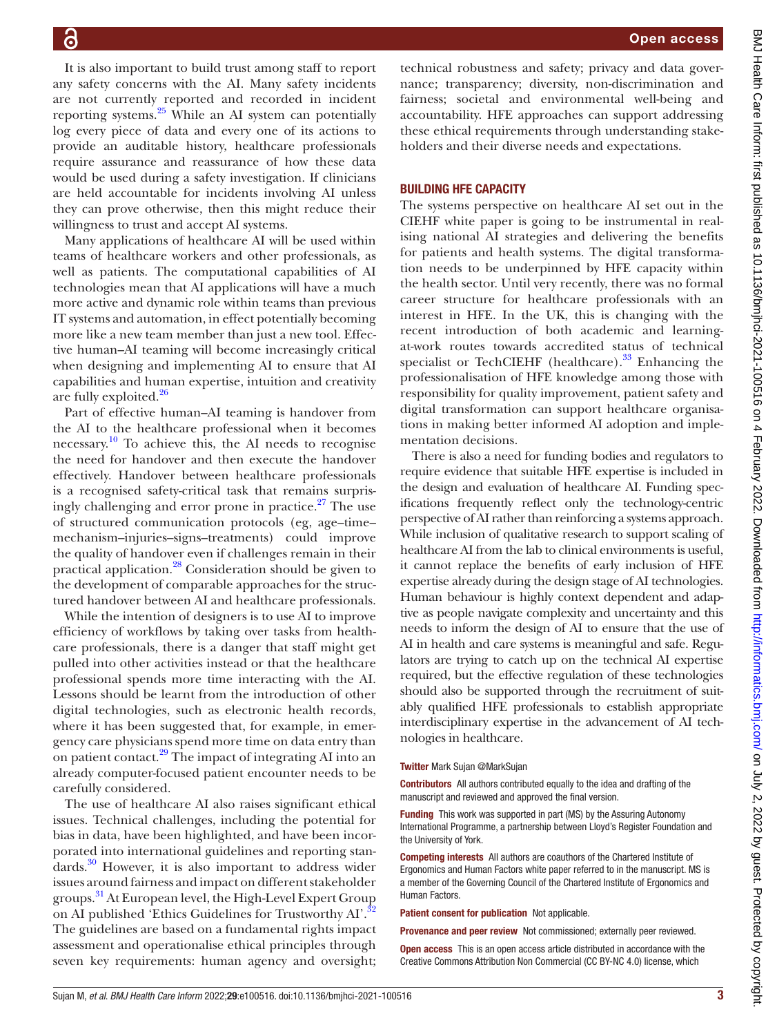It is also important to build trust among staff to report any safety concerns with the AI. Many safety incidents are not currently reported and recorded in incident reporting systems.[25] While an AI system can potentially log every piece of data and every one of its actions to provide an auditable history, healthcare professionals require assurance and reassurance of how these data would be used during a safety investigation. If clinicians are held accountable for incidents involving AI unless they can prove otherwise, then this might reduce their willingness to trust and accept AI systems.

Many applications of healthcare AI will be used within teams of healthcare workers and other professionals, as well as patients. The computational capabilities of AI technologies mean that AI applications will have a much more active and dynamic role within teams than previous IT systems and automation, in effect potentially becoming more like a new team member than just a new tool. Effective human–AI teaming will become increasingly critical when designing and implementing AI to ensure that AI capabilities and human expertise, intuition and creativity are fully exploited.[26]

Part of effective human–AI teaming is handover from the AI to the healthcare professional when it becomes necessary.[10] To achieve this, the AI needs to recognise the need for handover and then execute the handover effectively. Handover between healthcare professionals is a recognised safety-critical task that remains surprisingly challenging and error prone in practice.[27] The use of structured communication protocols (eg, age–time–mechanism–injuries–signs–treatments) could improve the quality of handover even if challenges remain in their practical application.[28] Consideration should be given to the development of comparable approaches for the structured handover between AI and healthcare professionals.

While the intention of designers is to use AI to improve efficiency of workflows by taking over tasks from healthcare professionals, there is a danger that staff might get pulled into other activities instead or that the healthcare professional spends more time interacting with the AI. Lessons should be learnt from the introduction of other digital technologies, such as electronic health records, where it has been suggested that, for example, in emergency care physicians spend more time on data entry than on patient contact.[29] The impact of integrating AI into an already computer-focused patient encounter needs to be carefully considered.

The use of healthcare AI also raises significant ethical issues. Technical challenges, including the potential for bias in data, have been highlighted, and have been incorporated into international guidelines and reporting standards.[30] However, it is also important to address wider issues around fairness and impact on different stakeholder groups.[31] At European level, the High-Level Expert Group on AI published 'Ethics Guidelines for Trustworthy AI'.[32] The guidelines are based on a fundamental rights impact assessment and operationalise ethical principles through seven key requirements: human agency and oversight; technical robustness and safety; privacy and data governance; transparency; diversity, non-discrimination and fairness; societal and environmental well-being and accountability. HFE approaches can support addressing these ethical requirements through understanding stakeholders and their diverse needs and expectations.

## BUILDING HFE CAPACITY

The systems perspective on healthcare AI set out in the CIEHF white paper is going to be instrumental in realising national AI strategies and delivering the benefits for patients and health systems. The digital transformation needs to be underpinned by HFE capacity within the health sector. Until very recently, there was no formal career structure for healthcare professionals with an interest in HFE. In the UK, this is changing with the recent introduction of both academic and learning-at-work routes towards accredited status of technical specialist or TechCIEHF (healthcare).[33] Enhancing the professionalisation of HFE knowledge among those with responsibility for quality improvement, patient safety and digital transformation can support healthcare organisations in making better informed AI adoption and implementation decisions.

There is also a need for funding bodies and regulators to require evidence that suitable HFE expertise is included in the design and evaluation of healthcare AI. Funding specifications frequently reflect only the technology-centric perspective of AI rather than reinforcing a systems approach. While inclusion of qualitative research to support scaling of healthcare AI from the lab to clinical environments is useful, it cannot replace the benefits of early inclusion of HFE expertise already during the design stage of AI technologies. Human behaviour is highly context dependent and adaptive as people navigate complexity and uncertainty and this needs to inform the design of AI to ensure that the use of AI in health and care systems is meaningful and safe. Regulators are trying to catch up on the technical AI expertise required, but the effective regulation of these technologies should also be supported through the recruitment of suitably qualified HFE professionals to establish appropriate interdisciplinary expertise in the advancement of AI technologies in healthcare.

**Twitter** Mark Sujan @MarkSujan

**Contributors** All authors contributed equally to the idea and drafting of the manuscript and reviewed and approved the final version.

**Funding** This work was supported in part (MS) by the Assuring Autonomy International Programme, a partnership between Lloyd's Register Foundation and the University of York.

**Competing interests** All authors are coauthors of the Chartered Institute of Ergonomics and Human Factors white paper referred to in the manuscript. MS is a member of the Governing Council of the Chartered Institute of Ergonomics and Human Factors.

**Patient consent for publication** Not applicable.

**Provenance and peer review** Not commissioned; externally peer reviewed.

**Open access** This is an open access article distributed in accordance with the Creative Commons Attribution Non Commercial (CC BY-NC 4.0) license, which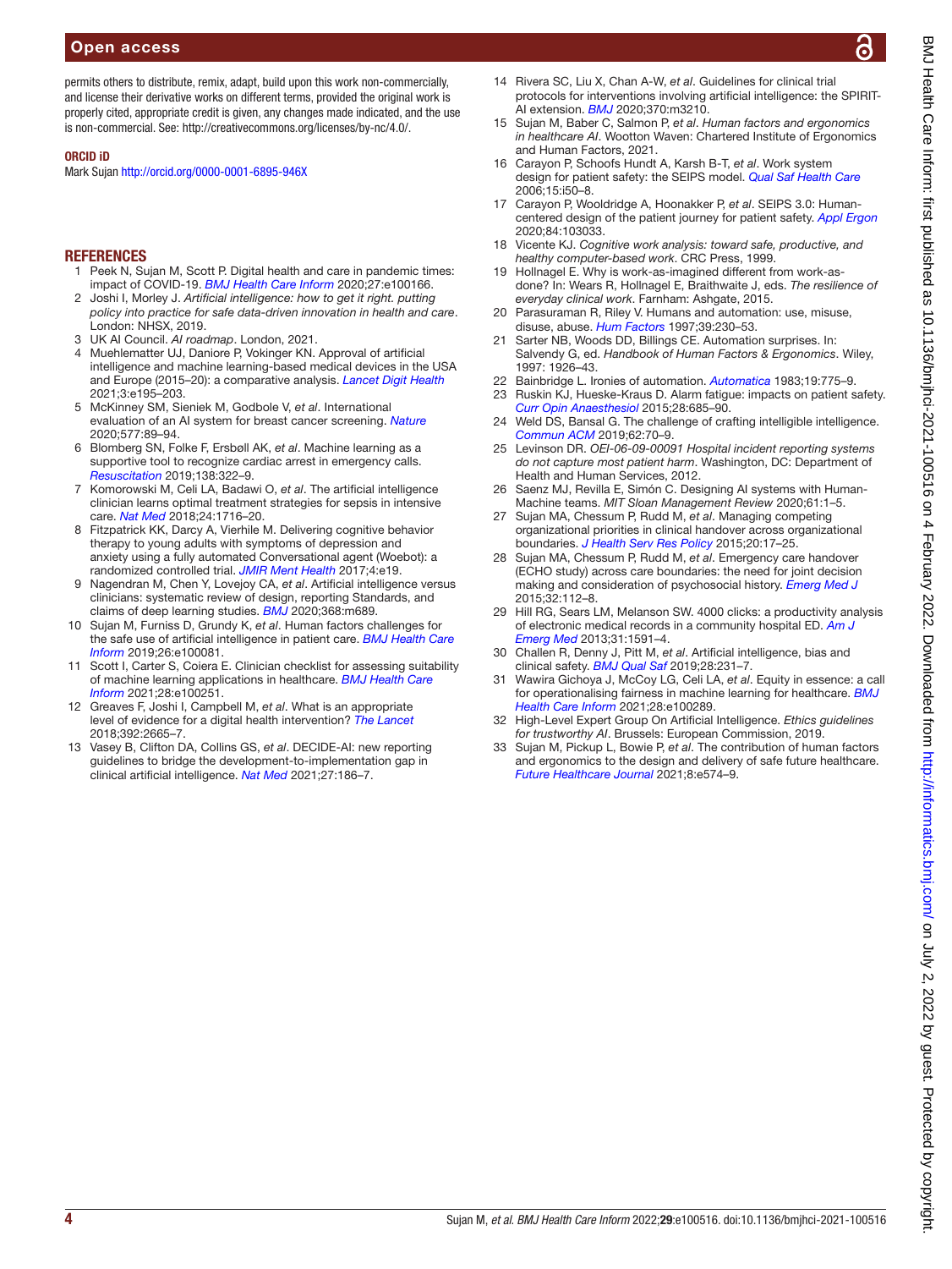permits others to distribute, remix, adapt, build upon this work non-commercially, and license their derivative works on different terms, provided the original work is properly cited, appropriate credit is given, any changes made indicated, and the use is non-commercial. See: http://creativecommons.org/licenses/by-nc/4.0/.

### ORCID iD

Mark Sujan http://orcid.org/0000-0001-6895-946X

## REFERENCES

1. Peek N, Sujan M, Scott P. Digital health and care in pandemic times: impact of COVID-19. *BMJ Health Care Inform* 2020;27:e100166.
2. Joshi I, Morley J. *Artificial intelligence: how to get it right. putting policy into practice for safe data-driven innovation in health and care*. London: NHSX, 2019.
3. UK AI Council. *AI roadmap*. London, 2021.
4. Muehlematter UJ, Daniore P, Vokinger KN. Approval of artificial intelligence and machine learning-based medical devices in the USA and Europe (2015–20): a comparative analysis. *Lancet Digit Health* 2021;3:e195–203.
5. McKinney SM, Sieniek M, Godbole V, *et al*. International evaluation of an AI system for breast cancer screening. *Nature* 2020;577:89–94.
6. Blomberg SN, Folke F, Ersbøll AK, *et al*. Machine learning as a supportive tool to recognize cardiac arrest in emergency calls. *Resuscitation* 2019;138:322–9.
7. Komorowski M, Celi LA, Badawi O, *et al*. The artificial intelligence clinician learns optimal treatment strategies for sepsis in intensive care. *Nat Med* 2018;24:1716–20.
8. Fitzpatrick KK, Darcy A, Vierhile M. Delivering cognitive behavior therapy to young adults with symptoms of depression and anxiety using a fully automated Conversational agent (Woebot): a randomized controlled trial. *JMIR Ment Health* 2017;4:e19.
9. Nagendran M, Chen Y, Lovejoy CA, *et al*. Artificial intelligence versus clinicians: systematic review of design, reporting Standards, and claims of deep learning studies. *BMJ* 2020;368:m689.
10. Sujan M, Furniss D, Grundy K, *et al*. Human factors challenges for the safe use of artificial intelligence in patient care. *BMJ Health Care Inform* 2019;26:e100081.
11. Scott I, Carter S, Coiera E. Clinician checklist for assessing suitability of machine learning applications in healthcare. *BMJ Health Care Inform* 2021;28:e100251.
12. Greaves F, Joshi I, Campbell M, *et al*. What is an appropriate level of evidence for a digital health intervention? *The Lancet* 2018;392:2665–7.
13. Vasey B, Clifton DA, Collins GS, *et al*. DECIDE-AI: new reporting guidelines to bridge the development-to-implementation gap in clinical artificial intelligence. *Nat Med* 2021;27:186–7.
14. Rivera SC, Liu X, Chan A-W, *et al*. Guidelines for clinical trial protocols for interventions involving artificial intelligence: the SPIRIT-AI extension. *BMJ* 2020;370:m3210.
15. Sujan M, Baber C, Salmon P, *et al*. *Human factors and ergonomics in healthcare AI*. Wootton Waven: Chartered Institute of Ergonomics and Human Factors, 2021.
16. Carayon P, Schoofs Hundt A, Karsh B-T, *et al*. Work system design for patient safety: the SEIPS model. *Qual Saf Health Care* 2006;15:i50–8.
17. Carayon P, Wooldridge A, Hoonakker P, *et al*. SEIPS 3.0: Human-centered design of the patient journey for patient safety. *Appl Ergon* 2020;84:103033.
18. Vicente KJ. *Cognitive work analysis: toward safe, productive, and healthy computer-based work*. CRC Press, 1999.
19. Hollnagel E. Why is work-as-imagined different from work-as-done? In: Wears R, Hollnagel E, Braithwaite J, eds. *The resilience of everyday clinical work*. Farnham: Ashgate, 2015.
20. Parasuraman R, Riley V. Humans and automation: use, misuse, disuse, abuse. *Hum Factors* 1997;39:230–53.
21. Sarter NB, Woods DD, Billings CE. Automation surprises. In: Salvendy G, ed. *Handbook of Human Factors & Ergonomics*. Wiley, 1997: 1926–43.
22. Bainbridge L. Ironies of automation. *Automatica* 1983;19:775–9.
23. Ruskin KJ, Hueske-Kraus D. Alarm fatigue: impacts on patient safety. *Curr Opin Anaesthesiol* 2015;28:685–90.
24. Weld DS, Bansal G. The challenge of crafting intelligible intelligence. *Commun ACM* 2019;62:70–9.
25. Levinson DR. *OEI-06-09-00091 Hospital incident reporting systems do not capture most patient harm*. Washington, DC: Department of Health and Human Services, 2012.
26. Saenz MJ, Revilla E, Simón C. Designing AI systems with Human-Machine teams. *MIT Sloan Management Review* 2020;61:1–5.
27. Sujan MA, Chessum P, Rudd M, *et al*. Managing competing organizational priorities in clinical handover across organizational boundaries. *J Health Serv Res Policy* 2015;20:17–25.
28. Sujan MA, Chessum P, Rudd M, *et al*. Emergency care handover (ECHO study) across care boundaries: the need for joint decision making and consideration of psychosocial history. *Emerg Med J* 2015;32:112–8.
29. Hill RG, Sears LM, Melanson SW. 4000 clicks: a productivity analysis of electronic medical records in a community hospital ED. *Am J Emerg Med* 2013;31:1591–4.
30. Challen R, Denny J, Pitt M, *et al*. Artificial intelligence, bias and clinical safety. *BMJ Qual Saf* 2019;28:231–7.
31. Wawira Gichoya J, McCoy LG, Celi LA, *et al*. Equity in essence: a call for operationalising fairness in machine learning for healthcare. *BMJ Health Care Inform* 2021;28:e100289.
32. High-Level Expert Group On Artificial Intelligence. *Ethics guidelines for trustworthy AI*. Brussels: European Commission, 2019.
33. Sujan M, Pickup L, Bowie P, *et al*. The contribution of human factors and ergonomics to the design and delivery of safe future healthcare. *Future Healthcare Journal* 2021;8:e574–9.